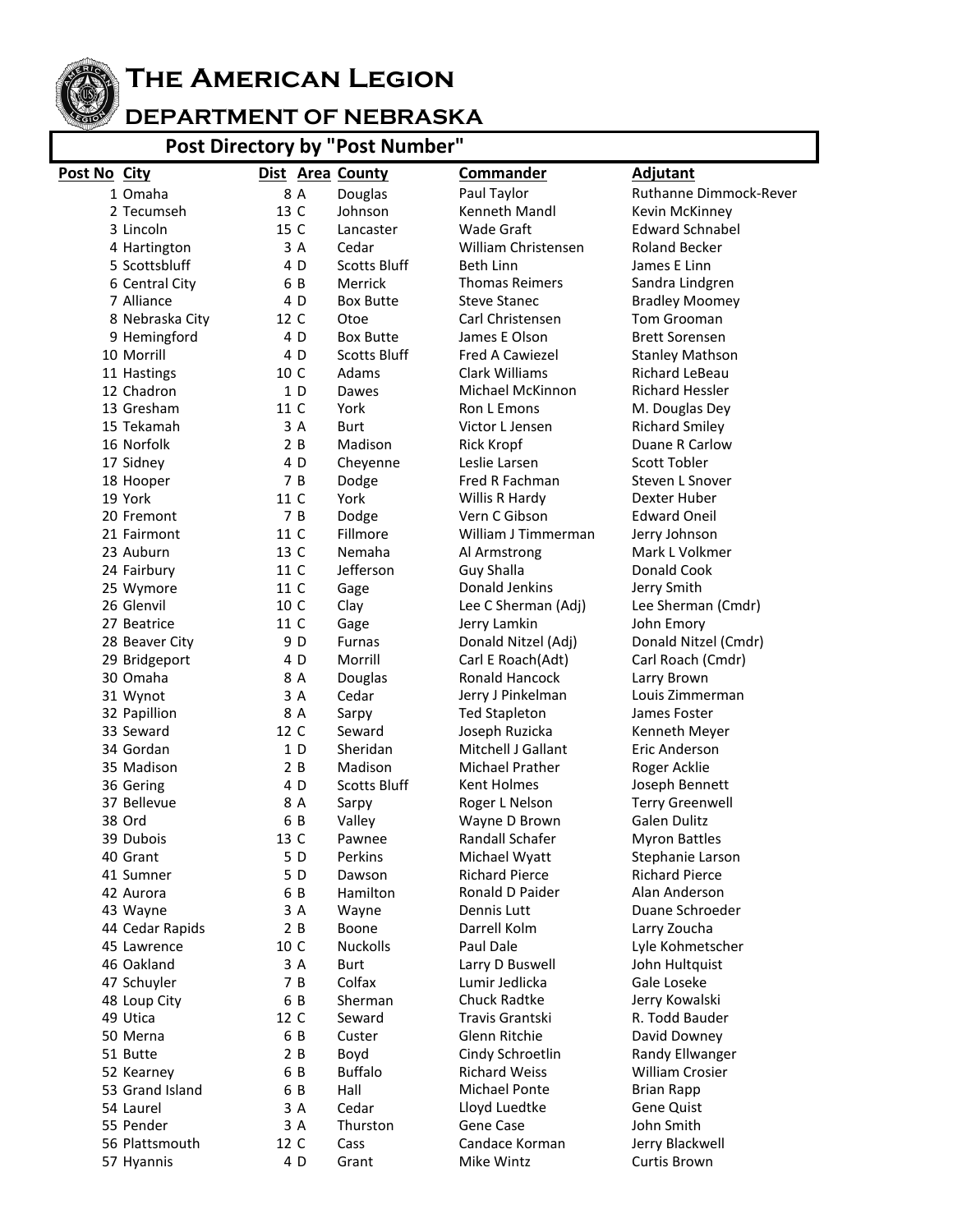# The American Legion

## DEPARTMENT OF NEBRASKA

### Post Directory by "Post Number"

| Post No | City | Dist | Area | County | Commander | Adjutant |
|---|---|---|---|---|---|---|
| 1 | Omaha | 8 | A | Douglas | Paul Taylor | Ruthanne Dimmock-Rever |
| 2 | Tecumseh | 13 | C | Johnson | Kenneth Mandl | Kevin McKinney |
| 3 | Lincoln | 15 | C | Lancaster | Wade Graft | Edward Schnabel |
| 4 | Hartington | 3 | A | Cedar | William Christensen | Roland Becker |
| 5 | Scottsbluff | 4 | D | Scotts Bluff | Beth Linn | James E Linn |
| 6 | Central City | 6 | B | Merrick | Thomas Reimers | Sandra Lindgren |
| 7 | Alliance | 4 | D | Box Butte | Steve Stanec | Bradley Moomey |
| 8 | Nebraska City | 12 | C | Otoe | Carl Christensen | Tom Grooman |
| 9 | Hemingford | 4 | D | Box Butte | James E Olson | Brett Sorensen |
| 10 | Morrill | 4 | D | Scotts Bluff | Fred A Cawiezel | Stanley Mathson |
| 11 | Hastings | 10 | C | Adams | Clark Williams | Richard LeBeau |
| 12 | Chadron | 1 | D | Dawes | Michael McKinnon | Richard Hessler |
| 13 | Gresham | 11 | C | York | Ron L Emons | M. Douglas Dey |
| 15 | Tekamah | 3 | A | Burt | Victor L Jensen | Richard Smiley |
| 16 | Norfolk | 2 | B | Madison | Rick Kropf | Duane R Carlow |
| 17 | Sidney | 4 | D | Cheyenne | Leslie Larsen | Scott Tobler |
| 18 | Hooper | 7 | B | Dodge | Fred R Fachman | Steven L Snover |
| 19 | York | 11 | C | York | Willis R Hardy | Dexter Huber |
| 20 | Fremont | 7 | B | Dodge | Vern C Gibson | Edward Oneil |
| 21 | Fairmont | 11 | C | Fillmore | William J Timmerman | Jerry Johnson |
| 23 | Auburn | 13 | C | Nemaha | Al Armstrong | Mark L Volkmer |
| 24 | Fairbury | 11 | C | Jefferson | Guy Shalla | Donald Cook |
| 25 | Wymore | 11 | C | Gage | Donald Jenkins | Jerry Smith |
| 26 | Glenvil | 10 | C | Clay | Lee C Sherman (Adj) | Lee Sherman (Cmdr) |
| 27 | Beatrice | 11 | C | Gage | Jerry Lamkin | John Emory |
| 28 | Beaver City | 9 | D | Furnas | Donald Nitzel (Adj) | Donald Nitzel (Cmdr) |
| 29 | Bridgeport | 4 | D | Morrill | Carl E Roach(Adt) | Carl Roach (Cmdr) |
| 30 | Omaha | 8 | A | Douglas | Ronald Hancock | Larry Brown |
| 31 | Wynot | 3 | A | Cedar | Jerry J Pinkelman | Louis Zimmerman |
| 32 | Papillion | 8 | A | Sarpy | Ted Stapleton | James Foster |
| 33 | Seward | 12 | C | Seward | Joseph Ruzicka | Kenneth Meyer |
| 34 | Gordan | 1 | D | Sheridan | Mitchell J Gallant | Eric Anderson |
| 35 | Madison | 2 | B | Madison | Michael Prather | Roger Acklie |
| 36 | Gering | 4 | D | Scotts Bluff | Kent Holmes | Joseph Bennett |
| 37 | Bellevue | 8 | A | Sarpy | Roger L Nelson | Terry Greenwell |
| 38 | Ord | 6 | B | Valley | Wayne D Brown | Galen Dulitz |
| 39 | Dubois | 13 | C | Pawnee | Randall Schafer | Myron Battles |
| 40 | Grant | 5 | D | Perkins | Michael Wyatt | Stephanie Larson |
| 41 | Sumner | 5 | D | Dawson | Richard Pierce | Richard Pierce |
| 42 | Aurora | 6 | B | Hamilton | Ronald D Paider | Alan Anderson |
| 43 | Wayne | 3 | A | Wayne | Dennis Lutt | Duane Schroeder |
| 44 | Cedar Rapids | 2 | B | Boone | Darrell Kolm | Larry Zoucha |
| 45 | Lawrence | 10 | C | Nuckolls | Paul Dale | Lyle Kohmetscher |
| 46 | Oakland | 3 | A | Burt | Larry D Buswell | John Hultquist |
| 47 | Schuyler | 7 | B | Colfax | Lumir Jedlicka | Gale Loseke |
| 48 | Loup City | 6 | B | Sherman | Chuck Radtke | Jerry Kowalski |
| 49 | Utica | 12 | C | Seward | Travis Grantski | R. Todd Bauder |
| 50 | Merna | 6 | B | Custer | Glenn Ritchie | David Downey |
| 51 | Butte | 2 | B | Boyd | Cindy Schroetlin | Randy Ellwanger |
| 52 | Kearney | 6 | B | Buffalo | Richard Weiss | William Crosier |
| 53 | Grand Island | 6 | B | Hall | Michael Ponte | Brian Rapp |
| 54 | Laurel | 3 | A | Cedar | Lloyd Luedtke | Gene Quist |
| 55 | Pender | 3 | A | Thurston | Gene Case | John Smith |
| 56 | Plattsmouth | 12 | C | Cass | Candace Korman | Jerry Blackwell |
| 57 | Hyannis | 4 | D | Grant | Mike Wintz | Curtis Brown |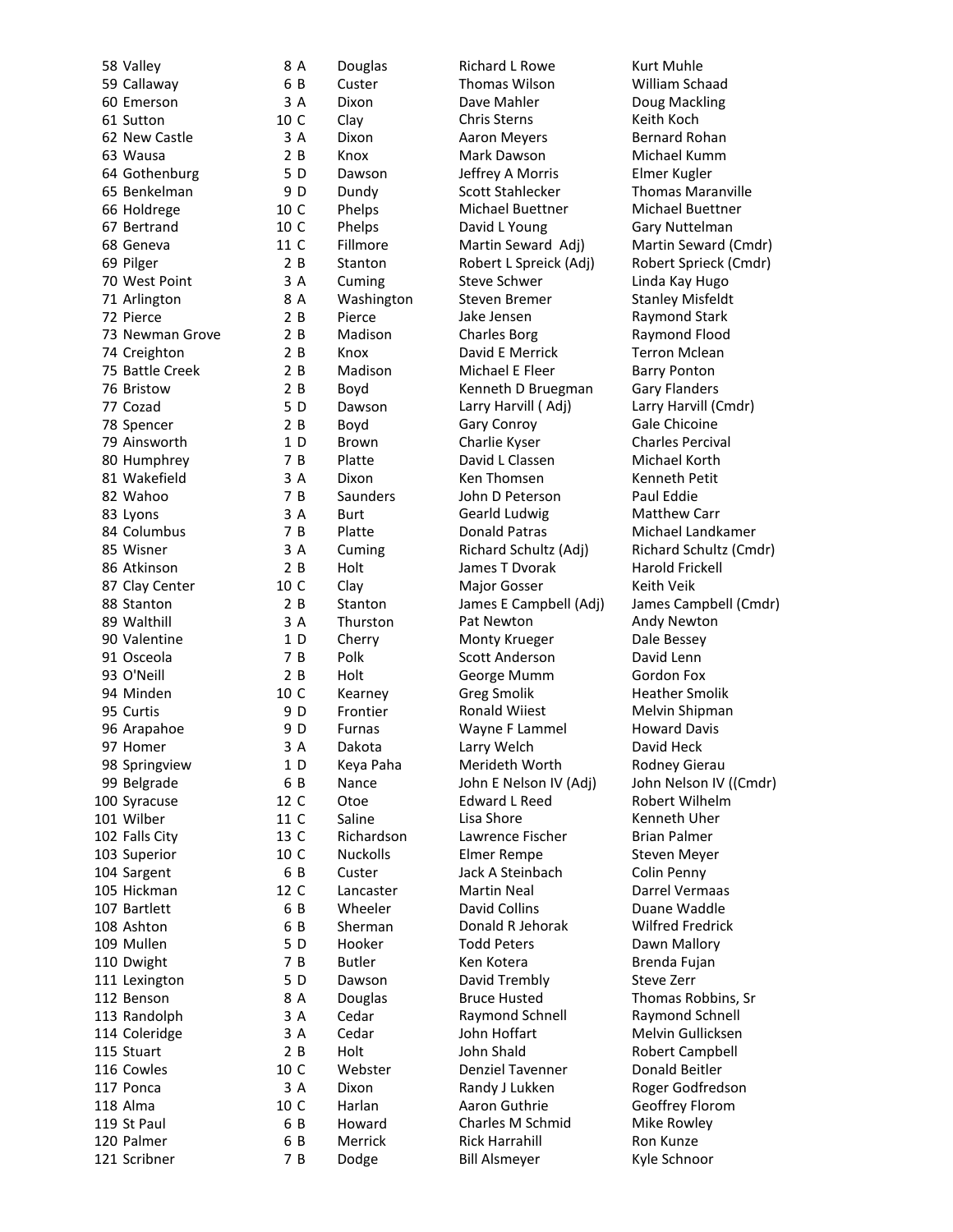| | | | | | | |
|---|---|---|---|---|---|---|
| 58 | Valley | 8 | A | Douglas | Richard L Rowe | Kurt Muhle |
| 59 | Callaway | 6 | B | Custer | Thomas Wilson | William Schaad |
| 60 | Emerson | 3 | A | Dixon | Dave Mahler | Doug Mackling |
| 61 | Sutton | 10 | C | Clay | Chris Sterns | Keith Koch |
| 62 | New Castle | 3 | A | Dixon | Aaron Meyers | Bernard Rohan |
| 63 | Wausa | 2 | B | Knox | Mark Dawson | Michael Kumm |
| 64 | Gothenburg | 5 | D | Dawson | Jeffrey A Morris | Elmer Kugler |
| 65 | Benkelman | 9 | D | Dundy | Scott Stahlecker | Thomas Maranville |
| 66 | Holdrege | 10 | C | Phelps | Michael Buettner | Michael Buettner |
| 67 | Bertrand | 10 | C | Phelps | David L Young | Gary Nuttelman |
| 68 | Geneva | 11 | C | Fillmore | Martin Seward Adj) | Martin Seward (Cmdr) |
| 69 | Pilger | 2 | B | Stanton | Robert L Spreick (Adj) | Robert Sprieck (Cmdr) |
| 70 | West Point | 3 | A | Cuming | Steve Schwer | Linda Kay Hugo |
| 71 | Arlington | 8 | A | Washington | Steven Bremer | Stanley Misfeldt |
| 72 | Pierce | 2 | B | Pierce | Jake Jensen | Raymond Stark |
| 73 | Newman Grove | 2 | B | Madison | Charles Borg | Raymond Flood |
| 74 | Creighton | 2 | B | Knox | David E Merrick | Terron Mclean |
| 75 | Battle Creek | 2 | B | Madison | Michael E Fleer | Barry Ponton |
| 76 | Bristow | 2 | B | Boyd | Kenneth D Bruegman | Gary Flanders |
| 77 | Cozad | 5 | D | Dawson | Larry Harvill ( Adj) | Larry Harvill (Cmdr) |
| 78 | Spencer | 2 | B | Boyd | Gary Conroy | Gale Chicoine |
| 79 | Ainsworth | 1 | D | Brown | Charlie Kyser | Charles Percival |
| 80 | Humphrey | 7 | B | Platte | David L Classen | Michael Korth |
| 81 | Wakefield | 3 | A | Dixon | Ken Thomsen | Kenneth Petit |
| 82 | Wahoo | 7 | B | Saunders | John D Peterson | Paul Eddie |
| 83 | Lyons | 3 | A | Burt | Gearld Ludwig | Matthew Carr |
| 84 | Columbus | 7 | B | Platte | Donald Patras | Michael Landkamer |
| 85 | Wisner | 3 | A | Cuming | Richard Schultz (Adj) | Richard Schultz (Cmdr) |
| 86 | Atkinson | 2 | B | Holt | James T Dvorak | Harold Frickell |
| 87 | Clay Center | 10 | C | Clay | Major Gosser | Keith Veik |
| 88 | Stanton | 2 | B | Stanton | James E Campbell (Adj) | James Campbell (Cmdr) |
| 89 | Walthill | 3 | A | Thurston | Pat Newton | Andy Newton |
| 90 | Valentine | 1 | D | Cherry | Monty Krueger | Dale Bessey |
| 91 | Osceola | 7 | B | Polk | Scott Anderson | David Lenn |
| 93 | O'Neill | 2 | B | Holt | George Mumm | Gordon Fox |
| 94 | Minden | 10 | C | Kearney | Greg Smolik | Heather Smolik |
| 95 | Curtis | 9 | D | Frontier | Ronald Wiiest | Melvin Shipman |
| 96 | Arapahoe | 9 | D | Furnas | Wayne F Lammel | Howard Davis |
| 97 | Homer | 3 | A | Dakota | Larry Welch | David Heck |
| 98 | Springview | 1 | D | Keya Paha | Merideth Worth | Rodney Gierau |
| 99 | Belgrade | 6 | B | Nance | John E Nelson IV (Adj) | John Nelson IV ((Cmdr) |
| 100 | Syracuse | 12 | C | Otoe | Edward L Reed | Robert Wilhelm |
| 101 | Wilber | 11 | C | Saline | Lisa Shore | Kenneth Uher |
| 102 | Falls City | 13 | C | Richardson | Lawrence Fischer | Brian Palmer |
| 103 | Superior | 10 | C | Nuckolls | Elmer Rempe | Steven Meyer |
| 104 | Sargent | 6 | B | Custer | Jack A Steinbach | Colin Penny |
| 105 | Hickman | 12 | C | Lancaster | Martin Neal | Darrel Vermaas |
| 107 | Bartlett | 6 | B | Wheeler | David Collins | Duane Waddle |
| 108 | Ashton | 6 | B | Sherman | Donald R Jehorak | Wilfred Fredrick |
| 109 | Mullen | 5 | D | Hooker | Todd Peters | Dawn Mallory |
| 110 | Dwight | 7 | B | Butler | Ken Kotera | Brenda Fujan |
| 111 | Lexington | 5 | D | Dawson | David Trembly | Steve Zerr |
| 112 | Benson | 8 | A | Douglas | Bruce Husted | Thomas Robbins, Sr |
| 113 | Randolph | 3 | A | Cedar | Raymond Schnell | Raymond Schnell |
| 114 | Coleridge | 3 | A | Cedar | John Hoffart | Melvin Gullicksen |
| 115 | Stuart | 2 | B | Holt | John Shald | Robert Campbell |
| 116 | Cowles | 10 | C | Webster | Denziel Tavenner | Donald Beitler |
| 117 | Ponca | 3 | A | Dixon | Randy J Lukken | Roger Godfredson |
| 118 | Alma | 10 | C | Harlan | Aaron Guthrie | Geoffrey Florom |
| 119 | St Paul | 6 | B | Howard | Charles M Schmid | Mike Rowley |
| 120 | Palmer | 6 | B | Merrick | Rick Harrahill | Ron Kunze |
| 121 | Scribner | 7 | B | Dodge | Bill Alsmeyer | Kyle Schnoor |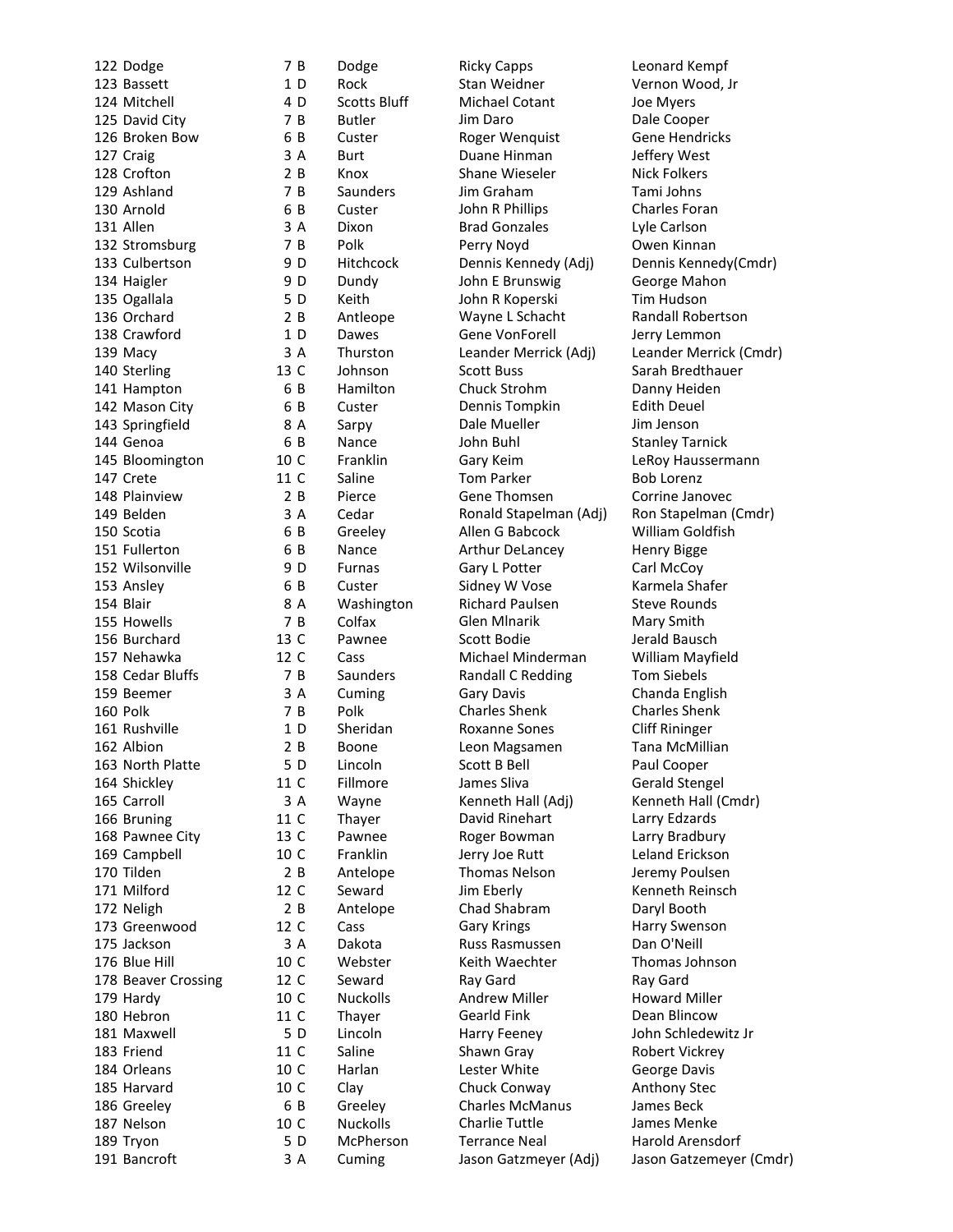| | | | | | | |
|---|---|---|---|---|---|---|
| 122 | Dodge | 7 | B | Dodge | Ricky Capps | Leonard Kempf |
| 123 | Bassett | 1 | D | Rock | Stan Weidner | Vernon Wood, Jr |
| 124 | Mitchell | 4 | D | Scotts Bluff | Michael Cotant | Joe Myers |
| 125 | David City | 7 | B | Butler | Jim Daro | Dale Cooper |
| 126 | Broken Bow | 6 | B | Custer | Roger Wenquist | Gene Hendricks |
| 127 | Craig | 3 | A | Burt | Duane Hinman | Jeffery West |
| 128 | Crofton | 2 | B | Knox | Shane Wieseler | Nick Folkers |
| 129 | Ashland | 7 | B | Saunders | Jim Graham | Tami Johns |
| 130 | Arnold | 6 | B | Custer | John R Phillips | Charles Foran |
| 131 | Allen | 3 | A | Dixon | Brad Gonzales | Lyle Carlson |
| 132 | Stromsburg | 7 | B | Polk | Perry Noyd | Owen Kinnan |
| 133 | Culbertson | 9 | D | Hitchcock | Dennis Kennedy (Adj) | Dennis Kennedy(Cmdr) |
| 134 | Haigler | 9 | D | Dundy | John E Brunswig | George Mahon |
| 135 | Ogallala | 5 | D | Keith | John R Koperski | Tim Hudson |
| 136 | Orchard | 2 | B | Antleope | Wayne L Schacht | Randall Robertson |
| 138 | Crawford | 1 | D | Dawes | Gene VonForell | Jerry Lemmon |
| 139 | Macy | 3 | A | Thurston | Leander Merrick (Adj) | Leander Merrick (Cmdr) |
| 140 | Sterling | 13 | C | Johnson | Scott Buss | Sarah Bredthauer |
| 141 | Hampton | 6 | B | Hamilton | Chuck Strohm | Danny Heiden |
| 142 | Mason City | 6 | B | Custer | Dennis Tompkin | Edith Deuel |
| 143 | Springfield | 8 | A | Sarpy | Dale Mueller | Jim Jenson |
| 144 | Genoa | 6 | B | Nance | John Buhl | Stanley Tarnick |
| 145 | Bloomington | 10 | C | Franklin | Gary Keim | LeRoy Haussermann |
| 147 | Crete | 11 | C | Saline | Tom Parker | Bob Lorenz |
| 148 | Plainview | 2 | B | Pierce | Gene Thomsen | Corrine Janovec |
| 149 | Belden | 3 | A | Cedar | Ronald Stapelman (Adj) | Ron Stapelman (Cmdr) |
| 150 | Scotia | 6 | B | Greeley | Allen G Babcock | William Goldfish |
| 151 | Fullerton | 6 | B | Nance | Arthur DeLancey | Henry Bigge |
| 152 | Wilsonville | 9 | D | Furnas | Gary L Potter | Carl McCoy |
| 153 | Ansley | 6 | B | Custer | Sidney W Vose | Karmela Shafer |
| 154 | Blair | 8 | A | Washington | Richard Paulsen | Steve Rounds |
| 155 | Howells | 7 | B | Colfax | Glen Mlnarik | Mary Smith |
| 156 | Burchard | 13 | C | Pawnee | Scott Bodie | Jerald Bausch |
| 157 | Nehawka | 12 | C | Cass | Michael Minderman | William Mayfield |
| 158 | Cedar Bluffs | 7 | B | Saunders | Randall C Redding | Tom Siebels |
| 159 | Beemer | 3 | A | Cuming | Gary Davis | Chanda English |
| 160 | Polk | 7 | B | Polk | Charles Shenk | Charles Shenk |
| 161 | Rushville | 1 | D | Sheridan | Roxanne Sones | Cliff Rininger |
| 162 | Albion | 2 | B | Boone | Leon Magsamen | Tana McMillian |
| 163 | North Platte | 5 | D | Lincoln | Scott B Bell | Paul Cooper |
| 164 | Shickley | 11 | C | Fillmore | James Sliva | Gerald Stengel |
| 165 | Carroll | 3 | A | Wayne | Kenneth Hall (Adj) | Kenneth Hall (Cmdr) |
| 166 | Bruning | 11 | C | Thayer | David Rinehart | Larry Edzards |
| 168 | Pawnee City | 13 | C | Pawnee | Roger Bowman | Larry Bradbury |
| 169 | Campbell | 10 | C | Franklin | Jerry Joe Rutt | Leland Erickson |
| 170 | Tilden | 2 | B | Antelope | Thomas Nelson | Jeremy Poulsen |
| 171 | Milford | 12 | C | Seward | Jim Eberly | Kenneth Reinsch |
| 172 | Neligh | 2 | B | Antelope | Chad Shabram | Daryl Booth |
| 173 | Greenwood | 12 | C | Cass | Gary Krings | Harry Swenson |
| 175 | Jackson | 3 | A | Dakota | Russ Rasmussen | Dan O'Neill |
| 176 | Blue Hill | 10 | C | Webster | Keith Waechter | Thomas Johnson |
| 178 | Beaver Crossing | 12 | C | Seward | Ray Gard | Ray Gard |
| 179 | Hardy | 10 | C | Nuckolls | Andrew Miller | Howard Miller |
| 180 | Hebron | 11 | C | Thayer | Gearld Fink | Dean Blincow |
| 181 | Maxwell | 5 | D | Lincoln | Harry Feeney | John Schledewitz Jr |
| 183 | Friend | 11 | C | Saline | Shawn Gray | Robert Vickrey |
| 184 | Orleans | 10 | C | Harlan | Lester White | George Davis |
| 185 | Harvard | 10 | C | Clay | Chuck Conway | Anthony Stec |
| 186 | Greeley | 6 | B | Greeley | Charles McManus | James Beck |
| 187 | Nelson | 10 | C | Nuckolls | Charlie Tuttle | James Menke |
| 189 | Tryon | 5 | D | McPherson | Terrance Neal | Harold Arensdorf |
| 191 | Bancroft | 3 | A | Cuming | Jason Gatzmeyer (Adj) | Jason Gatzemeyer (Cmdr) |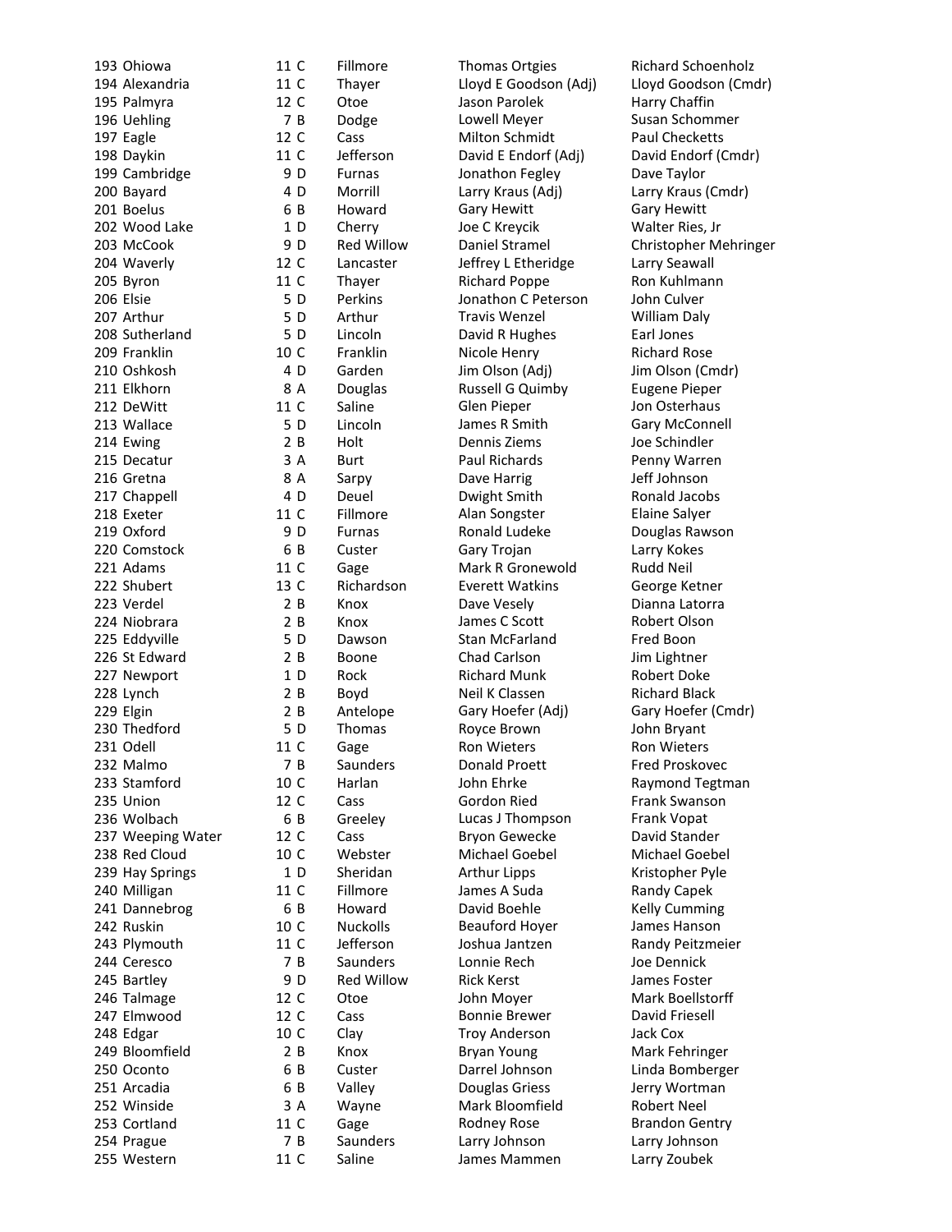| | | | | | |
|---|---|---|---|---|---|
| 193 | Ohiowa | 11 C | Fillmore | Thomas Ortgies | Richard Schoenholz |
| 194 | Alexandria | 11 C | Thayer | Lloyd E Goodson (Adj) | Lloyd Goodson (Cmdr) |
| 195 | Palmyra | 12 C | Otoe | Jason Parolek | Harry Chaffin |
| 196 | Uehling | 7 B | Dodge | Lowell Meyer | Susan Schommer |
| 197 | Eagle | 12 C | Cass | Milton Schmidt | Paul Checketts |
| 198 | Daykin | 11 C | Jefferson | David E Endorf (Adj) | David Endorf (Cmdr) |
| 199 | Cambridge | 9 D | Furnas | Jonathon Fegley | Dave Taylor |
| 200 | Bayard | 4 D | Morrill | Larry Kraus (Adj) | Larry Kraus (Cmdr) |
| 201 | Boelus | 6 B | Howard | Gary Hewitt | Gary Hewitt |
| 202 | Wood Lake | 1 D | Cherry | Joe C Kreycik | Walter Ries, Jr |
| 203 | McCook | 9 D | Red Willow | Daniel Stramel | Christopher Mehringer |
| 204 | Waverly | 12 C | Lancaster | Jeffrey L Etheridge | Larry Seawall |
| 205 | Byron | 11 C | Thayer | Richard Poppe | Ron Kuhlmann |
| 206 | Elsie | 5 D | Perkins | Jonathon C Peterson | John Culver |
| 207 | Arthur | 5 D | Arthur | Travis Wenzel | William Daly |
| 208 | Sutherland | 5 D | Lincoln | David R Hughes | Earl Jones |
| 209 | Franklin | 10 C | Franklin | Nicole Henry | Richard Rose |
| 210 | Oshkosh | 4 D | Garden | Jim Olson (Adj) | Jim Olson (Cmdr) |
| 211 | Elkhorn | 8 A | Douglas | Russell G Quimby | Eugene Pieper |
| 212 | DeWitt | 11 C | Saline | Glen Pieper | Jon Osterhaus |
| 213 | Wallace | 5 D | Lincoln | James R Smith | Gary McConnell |
| 214 | Ewing | 2 B | Holt | Dennis Ziems | Joe Schindler |
| 215 | Decatur | 3 A | Burt | Paul Richards | Penny Warren |
| 216 | Gretna | 8 A | Sarpy | Dave Harrig | Jeff Johnson |
| 217 | Chappell | 4 D | Deuel | Dwight Smith | Ronald Jacobs |
| 218 | Exeter | 11 C | Fillmore | Alan Songster | Elaine Salyer |
| 219 | Oxford | 9 D | Furnas | Ronald Ludeke | Douglas Rawson |
| 220 | Comstock | 6 B | Custer | Gary Trojan | Larry Kokes |
| 221 | Adams | 11 C | Gage | Mark R Gronewold | Rudd Neil |
| 222 | Shubert | 13 C | Richardson | Everett Watkins | George Ketner |
| 223 | Verdel | 2 B | Knox | Dave Vesely | Dianna Latorra |
| 224 | Niobrara | 2 B | Knox | James C Scott | Robert Olson |
| 225 | Eddyville | 5 D | Dawson | Stan McFarland | Fred Boon |
| 226 | St Edward | 2 B | Boone | Chad Carlson | Jim Lightner |
| 227 | Newport | 1 D | Rock | Richard Munk | Robert Doke |
| 228 | Lynch | 2 B | Boyd | Neil K Classen | Richard Black |
| 229 | Elgin | 2 B | Antelope | Gary Hoefer (Adj) | Gary Hoefer (Cmdr) |
| 230 | Thedford | 5 D | Thomas | Royce Brown | John Bryant |
| 231 | Odell | 11 C | Gage | Ron Wieters | Ron Wieters |
| 232 | Malmo | 7 B | Saunders | Donald Proett | Fred Proskovec |
| 233 | Stamford | 10 C | Harlan | John Ehrke | Raymond Tegtman |
| 235 | Union | 12 C | Cass | Gordon Ried | Frank Swanson |
| 236 | Wolbach | 6 B | Greeley | Lucas J Thompson | Frank Vopat |
| 237 | Weeping Water | 12 C | Cass | Bryon Gewecke | David Stander |
| 238 | Red Cloud | 10 C | Webster | Michael Goebel | Michael Goebel |
| 239 | Hay Springs | 1 D | Sheridan | Arthur Lipps | Kristopher Pyle |
| 240 | Milligan | 11 C | Fillmore | James A Suda | Randy Capek |
| 241 | Dannebrog | 6 B | Howard | David Boehle | Kelly Cumming |
| 242 | Ruskin | 10 C | Nuckolls | Beauford Hoyer | James Hanson |
| 243 | Plymouth | 11 C | Jefferson | Joshua Jantzen | Randy Peitzmeier |
| 244 | Ceresco | 7 B | Saunders | Lonnie Rech | Joe Dennick |
| 245 | Bartley | 9 D | Red Willow | Rick Kerst | James Foster |
| 246 | Talmage | 12 C | Otoe | John Moyer | Mark Boellstorff |
| 247 | Elmwood | 12 C | Cass | Bonnie Brewer | David Friesell |
| 248 | Edgar | 10 C | Clay | Troy Anderson | Jack Cox |
| 249 | Bloomfield | 2 B | Knox | Bryan Young | Mark Fehringer |
| 250 | Oconto | 6 B | Custer | Darrel Johnson | Linda Bomberger |
| 251 | Arcadia | 6 B | Valley | Douglas Griess | Jerry Wortman |
| 252 | Winside | 3 A | Wayne | Mark Bloomfield | Robert Neel |
| 253 | Cortland | 11 C | Gage | Rodney Rose | Brandon Gentry |
| 254 | Prague | 7 B | Saunders | Larry Johnson | Larry Johnson |
| 255 | Western | 11 C | Saline | James Mammen | Larry Zoubek |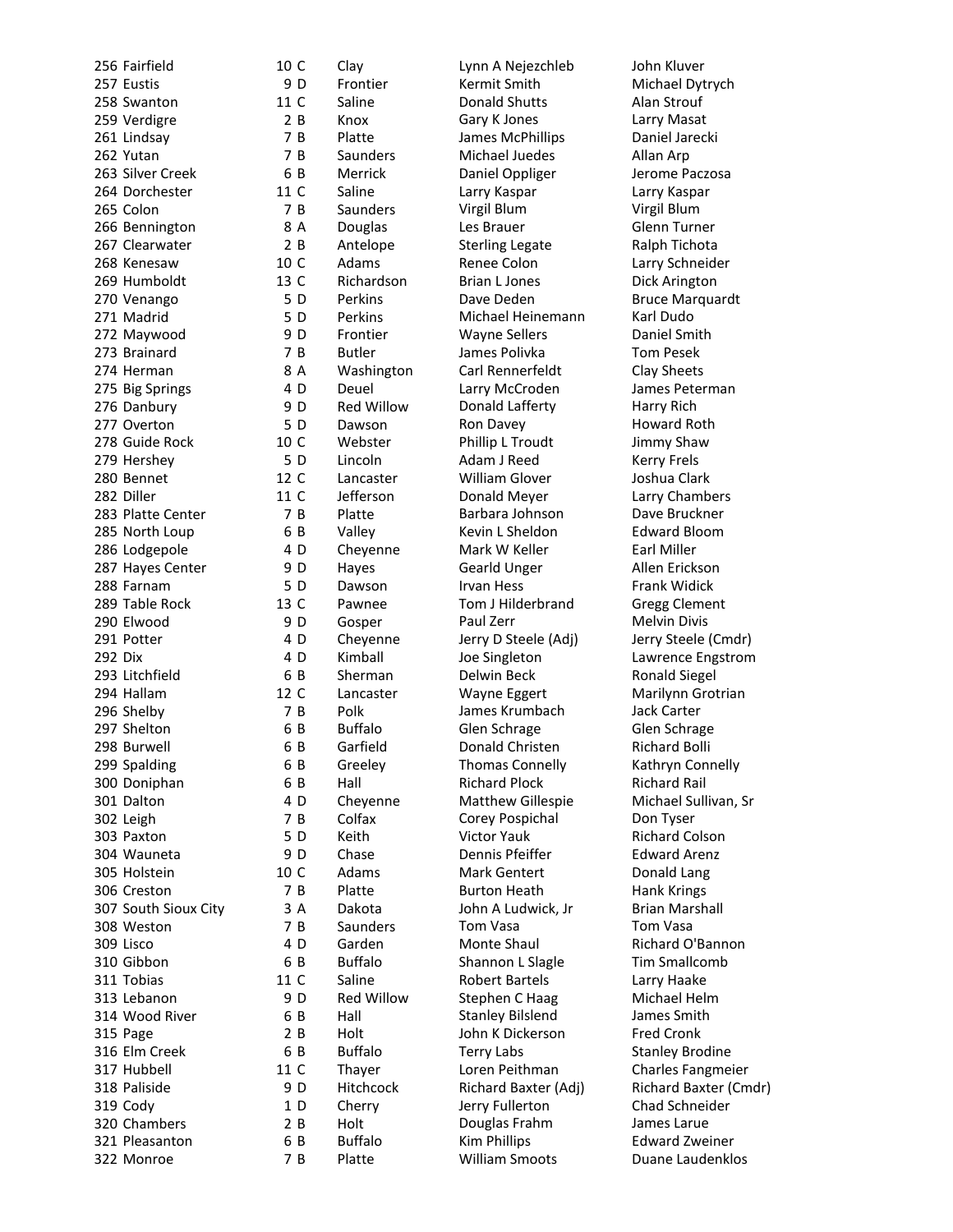| | | | | |
|---|---|---|---|---|
| 256 Fairfield | 10 C | Clay | Lynn A Nejezchleb | John Kluver |
| 257 Eustis | 9 D | Frontier | Kermit Smith | Michael Dytrych |
| 258 Swanton | 11 C | Saline | Donald Shutts | Alan Strouf |
| 259 Verdigre | 2 B | Knox | Gary K Jones | Larry Masat |
| 261 Lindsay | 7 B | Platte | James McPhillips | Daniel Jarecki |
| 262 Yutan | 7 B | Saunders | Michael Juedes | Allan Arp |
| 263 Silver Creek | 6 B | Merrick | Daniel Oppliger | Jerome Paczosa |
| 264 Dorchester | 11 C | Saline | Larry Kaspar | Larry Kaspar |
| 265 Colon | 7 B | Saunders | Virgil Blum | Virgil Blum |
| 266 Bennington | 8 A | Douglas | Les Brauer | Glenn Turner |
| 267 Clearwater | 2 B | Antelope | Sterling Legate | Ralph Tichota |
| 268 Kenesaw | 10 C | Adams | Renee Colon | Larry Schneider |
| 269 Humboldt | 13 C | Richardson | Brian L Jones | Dick Arington |
| 270 Venango | 5 D | Perkins | Dave Deden | Bruce Marquardt |
| 271 Madrid | 5 D | Perkins | Michael Heinemann | Karl Dudo |
| 272 Maywood | 9 D | Frontier | Wayne Sellers | Daniel Smith |
| 273 Brainard | 7 B | Butler | James Polivka | Tom Pesek |
| 274 Herman | 8 A | Washington | Carl Rennerfeldt | Clay Sheets |
| 275 Big Springs | 4 D | Deuel | Larry McCroden | James Peterman |
| 276 Danbury | 9 D | Red Willow | Donald Lafferty | Harry Rich |
| 277 Overton | 5 D | Dawson | Ron Davey | Howard Roth |
| 278 Guide Rock | 10 C | Webster | Phillip L Troudt | Jimmy Shaw |
| 279 Hershey | 5 D | Lincoln | Adam J Reed | Kerry Frels |
| 280 Bennet | 12 C | Lancaster | William Glover | Joshua Clark |
| 282 Diller | 11 C | Jefferson | Donald Meyer | Larry Chambers |
| 283 Platte Center | 7 B | Platte | Barbara Johnson | Dave Bruckner |
| 285 North Loup | 6 B | Valley | Kevin L Sheldon | Edward Bloom |
| 286 Lodgepole | 4 D | Cheyenne | Mark W Keller | Earl Miller |
| 287 Hayes Center | 9 D | Hayes | Gearld Unger | Allen Erickson |
| 288 Farnam | 5 D | Dawson | Irvan Hess | Frank Widick |
| 289 Table Rock | 13 C | Pawnee | Tom J Hilderbrand | Gregg Clement |
| 290 Elwood | 9 D | Gosper | Paul Zerr | Melvin Divis |
| 291 Potter | 4 D | Cheyenne | Jerry D Steele (Adj) | Jerry Steele (Cmdr) |
| 292 Dix | 4 D | Kimball | Joe Singleton | Lawrence Engstrom |
| 293 Litchfield | 6 B | Sherman | Delwin Beck | Ronald Siegel |
| 294 Hallam | 12 C | Lancaster | Wayne Eggert | Marilynn Grotrian |
| 296 Shelby | 7 B | Polk | James Krumbach | Jack Carter |
| 297 Shelton | 6 B | Buffalo | Glen Schrage | Glen Schrage |
| 298 Burwell | 6 B | Garfield | Donald Christen | Richard Bolli |
| 299 Spalding | 6 B | Greeley | Thomas Connelly | Kathryn Connelly |
| 300 Doniphan | 6 B | Hall | Richard Plock | Richard Rail |
| 301 Dalton | 4 D | Cheyenne | Matthew Gillespie | Michael Sullivan, Sr |
| 302 Leigh | 7 B | Colfax | Corey Pospichal | Don Tyser |
| 303 Paxton | 5 D | Keith | Victor Yauk | Richard Colson |
| 304 Wauneta | 9 D | Chase | Dennis Pfeiffer | Edward Arenz |
| 305 Holstein | 10 C | Adams | Mark Gentert | Donald Lang |
| 306 Creston | 7 B | Platte | Burton Heath | Hank Krings |
| 307 South Sioux City | 3 A | Dakota | John A Ludwick, Jr | Brian Marshall |
| 308 Weston | 7 B | Saunders | Tom Vasa | Tom Vasa |
| 309 Lisco | 4 D | Garden | Monte Shaul | Richard O'Bannon |
| 310 Gibbon | 6 B | Buffalo | Shannon L Slagle | Tim Smallcomb |
| 311 Tobias | 11 C | Saline | Robert Bartels | Larry Haake |
| 313 Lebanon | 9 D | Red Willow | Stephen C Haag | Michael Helm |
| 314 Wood River | 6 B | Hall | Stanley Bilslend | James Smith |
| 315 Page | 2 B | Holt | John K Dickerson | Fred Cronk |
| 316 Elm Creek | 6 B | Buffalo | Terry Labs | Stanley Brodine |
| 317 Hubbell | 11 C | Thayer | Loren Peithman | Charles Fangmeier |
| 318 Paliside | 9 D | Hitchcock | Richard Baxter (Adj) | Richard Baxter (Cmdr) |
| 319 Cody | 1 D | Cherry | Jerry Fullerton | Chad Schneider |
| 320 Chambers | 2 B | Holt | Douglas Frahm | James Larue |
| 321 Pleasanton | 6 B | Buffalo | Kim Phillips | Edward Zweiner |
| 322 Monroe | 7 B | Platte | William Smoots | Duane Laudenklos |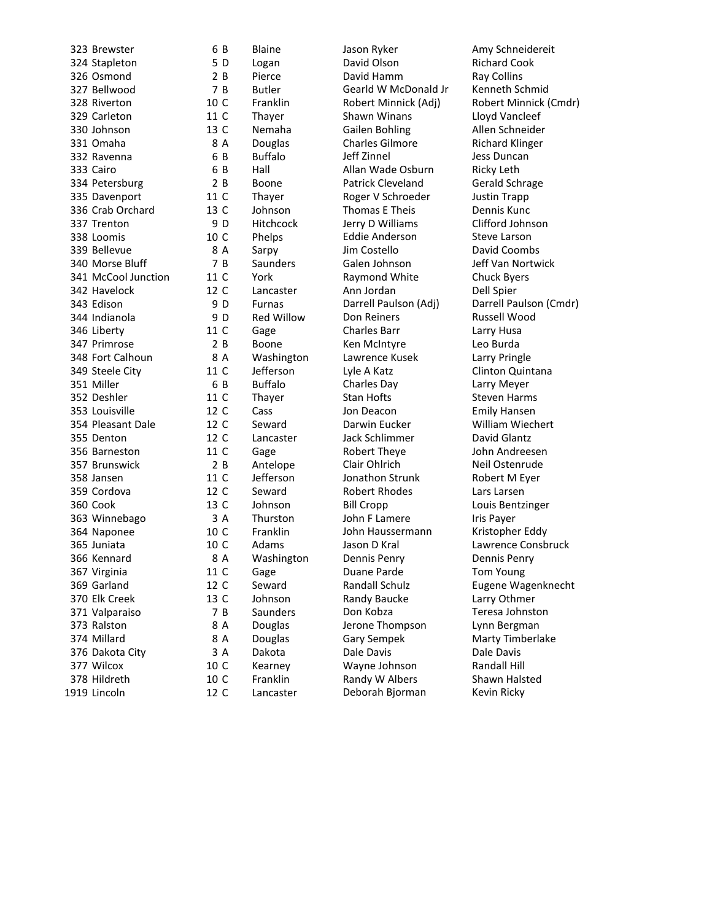| | | | | | | |
|---|---|---|---|---|---|---|
| 323 | Brewster | 6 | B | Blaine | Jason Ryker | Amy Schneidereit |
| 324 | Stapleton | 5 | D | Logan | David Olson | Richard Cook |
| 326 | Osmond | 2 | B | Pierce | David Hamm | Ray Collins |
| 327 | Bellwood | 7 | B | Butler | Gearld W McDonald Jr | Kenneth Schmid |
| 328 | Riverton | 10 | C | Franklin | Robert Minnick (Adj) | Robert Minnick (Cmdr) |
| 329 | Carleton | 11 | C | Thayer | Shawn Winans | Lloyd Vancleef |
| 330 | Johnson | 13 | C | Nemaha | Gailen Bohling | Allen Schneider |
| 331 | Omaha | 8 | A | Douglas | Charles Gilmore | Richard Klinger |
| 332 | Ravenna | 6 | B | Buffalo | Jeff Zinnel | Jess Duncan |
| 333 | Cairo | 6 | B | Hall | Allan Wade Osburn | Ricky Leth |
| 334 | Petersburg | 2 | B | Boone | Patrick Cleveland | Gerald Schrage |
| 335 | Davenport | 11 | C | Thayer | Roger V Schroeder | Justin Trapp |
| 336 | Crab Orchard | 13 | C | Johnson | Thomas E Theis | Dennis Kunc |
| 337 | Trenton | 9 | D | Hitchcock | Jerry D Williams | Clifford Johnson |
| 338 | Loomis | 10 | C | Phelps | Eddie Anderson | Steve Larson |
| 339 | Bellevue | 8 | A | Sarpy | Jim Costello | David Coombs |
| 340 | Morse Bluff | 7 | B | Saunders | Galen Johnson | Jeff Van Nortwick |
| 341 | McCool Junction | 11 | C | York | Raymond White | Chuck Byers |
| 342 | Havelock | 12 | C | Lancaster | Ann Jordan | Dell Spier |
| 343 | Edison | 9 | D | Furnas | Darrell Paulson (Adj) | Darrell Paulson (Cmdr) |
| 344 | Indianola | 9 | D | Red Willow | Don Reiners | Russell Wood |
| 346 | Liberty | 11 | C | Gage | Charles Barr | Larry Husa |
| 347 | Primrose | 2 | B | Boone | Ken McIntyre | Leo Burda |
| 348 | Fort Calhoun | 8 | A | Washington | Lawrence Kusek | Larry Pringle |
| 349 | Steele City | 11 | C | Jefferson | Lyle A Katz | Clinton Quintana |
| 351 | Miller | 6 | B | Buffalo | Charles Day | Larry Meyer |
| 352 | Deshler | 11 | C | Thayer | Stan Hofts | Steven Harms |
| 353 | Louisville | 12 | C | Cass | Jon Deacon | Emily Hansen |
| 354 | Pleasant Dale | 12 | C | Seward | Darwin Eucker | William Wiechert |
| 355 | Denton | 12 | C | Lancaster | Jack Schlimmer | David Glantz |
| 356 | Barneston | 11 | C | Gage | Robert Theye | John Andreesen |
| 357 | Brunswick | 2 | B | Antelope | Clair Ohlrich | Neil Ostenrude |
| 358 | Jansen | 11 | C | Jefferson | Jonathon Strunk | Robert M Eyer |
| 359 | Cordova | 12 | C | Seward | Robert Rhodes | Lars Larsen |
| 360 | Cook | 13 | C | Johnson | Bill Cropp | Louis Bentzinger |
| 363 | Winnebago | 3 | A | Thurston | John F Lamere | Iris Payer |
| 364 | Naponee | 10 | C | Franklin | John Haussermann | Kristopher Eddy |
| 365 | Juniata | 10 | C | Adams | Jason D Kral | Lawrence Consbruck |
| 366 | Kennard | 8 | A | Washington | Dennis Penry | Dennis Penry |
| 367 | Virginia | 11 | C | Gage | Duane Parde | Tom Young |
| 369 | Garland | 12 | C | Seward | Randall Schulz | Eugene Wagenknecht |
| 370 | Elk Creek | 13 | C | Johnson | Randy Baucke | Larry Othmer |
| 371 | Valparaiso | 7 | B | Saunders | Don Kobza | Teresa Johnston |
| 373 | Ralston | 8 | A | Douglas | Jerone Thompson | Lynn Bergman |
| 374 | Millard | 8 | A | Douglas | Gary Sempek | Marty Timberlake |
| 376 | Dakota City | 3 | A | Dakota | Dale Davis | Dale Davis |
| 377 | Wilcox | 10 | C | Kearney | Wayne Johnson | Randall Hill |
| 378 | Hildreth | 10 | C | Franklin | Randy W Albers | Shawn Halsted |
| 1919 | Lincoln | 12 | C | Lancaster | Deborah Bjorman | Kevin Ricky |